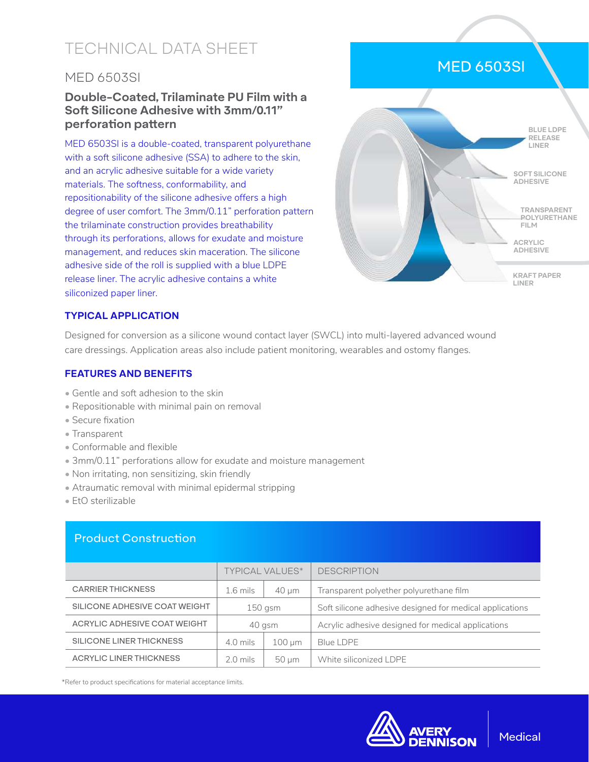# TECHNICAL DATA SHEET

## MED 6503SI

### Double-Coated, Trilaminate PU Film with a Soft Silicone Adhesive with 3mm/0.11" perforation pattern

MED 6503SI is a double-coated, transparent polyurethane with a soft silicone adhesive (SSA) to adhere to the skin, and an acrylic adhesive suitable for a wide variety materials. The softness, conformability, and repositionability of the silicone adhesive offers a high degree of user comfort. The 3mm/0.11" perforation pattern the trilaminate construction provides breathability through its perforations, allows for exudate and moisture management, and reduces skin maceration. The silicone adhesive side of the roll is supplied with a blue LDPE release liner. The acrylic adhesive contains a white siliconized paper liner.

MED 6503SI

BLUE LDPE RELEASE LINER

SOFT SILICONE ADHESIVE

TRANSPARENT POLYURETHANE FILM

ACRYLIC ADHESIVE

KRAFT PAPER LINER

### TYPICAL APPLICATION

Designed for conversion as a silicone wound contact layer (SWCL) into multi-layered advanced wound care dressings. Application areas also include patient monitoring, wearables and ostomy flanges.

### FEATURES AND BENEFITS

- Gentle and soft adhesion to the skin
- Repositionable with minimal pain on removal
- Secure fixation
- Transparent
- Conformable and flexible
- 3mm/0.11" perforations allow for exudate and moisture management
- Non irritating, non sensitizing, skin friendly
- Atraumatic removal with minimal epidermal stripping
- EtO sterilizable

## Product Construction

| | TYPICAL VALUES* | | DESCRIPTION |
|---|---|---|---|
| CARRIER THICKNESS | 1.6 mils | 40 µm | Transparent polyether polyurethane film |
| SILICONE ADHESIVE COAT WEIGHT | 150 gsm | | Soft silicone adhesive designed for medical applications |
| ACRYLIC ADHESIVE COAT WEIGHT | 40 gsm | | Acrylic adhesive designed for medical applications |
| SILICONE LINER THICKNESS | 4.0 mils | 100 µm | Blue LDPE |
| ACRYLIC LINER THICKNESS | 2.0 mils | 50 µm | White siliconized LDPE |

*Refer to product specifications for material acceptance limits.

AVERY DENNISON | Medical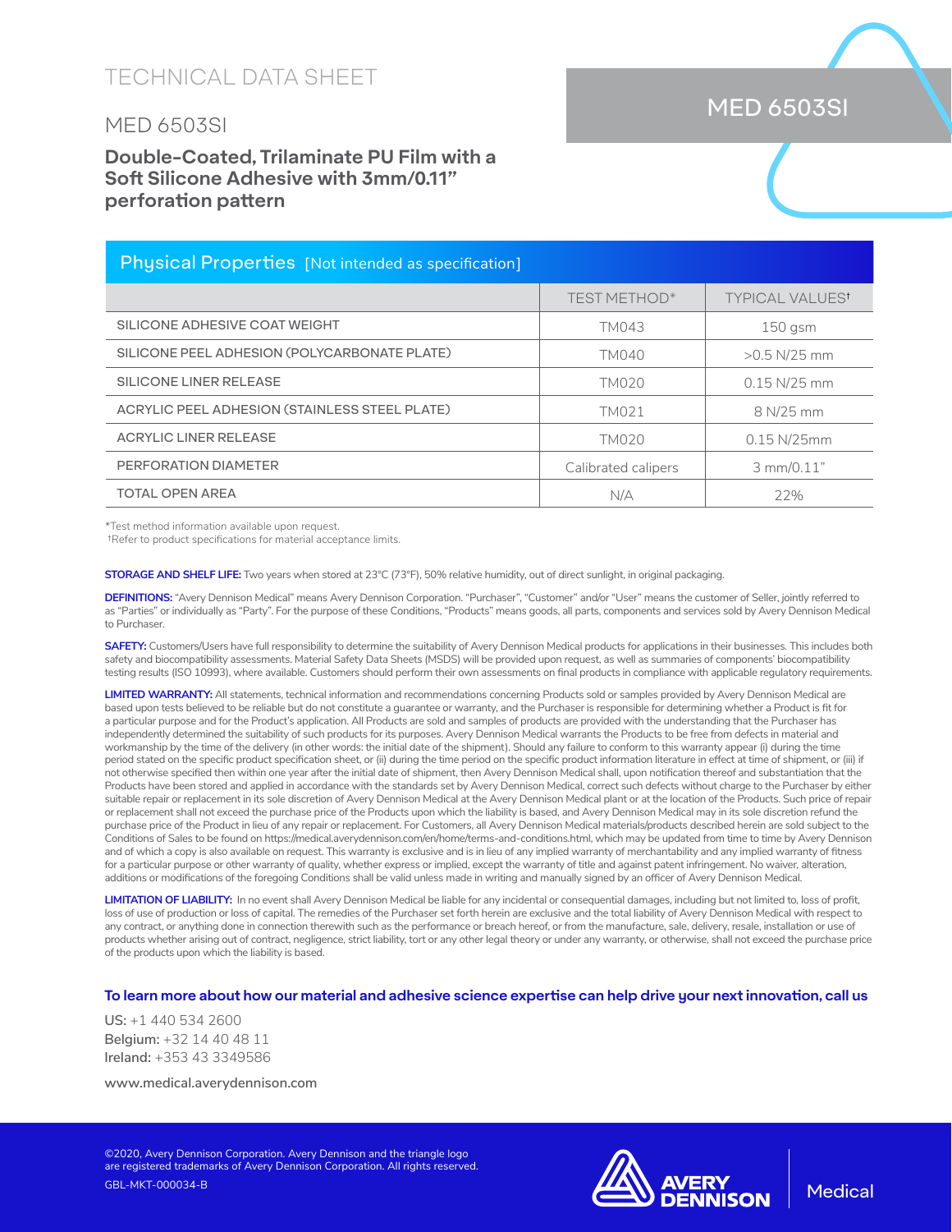# TECHNICAL DATA SHEET

## MED 6503SI

**Double-Coated, Trilaminate PU Film with a Soft Silicone Adhesive with 3mm/0.11" perforation pattern**

MED 6503SI

## Physical Properties [Not intended as specification]

| | TEST METHOD* | TYPICAL VALUES† |
|---|---|---|
| SILICONE ADHESIVE COAT WEIGHT | TM043 | 150 gsm |
| SILICONE PEEL ADHESION (POLYCARBONATE PLATE) | TM040 | >0.5 N/25 mm |
| SILICONE LINER RELEASE | TM020 | 0.15 N/25 mm |
| ACRYLIC PEEL ADHESION (STAINLESS STEEL PLATE) | TM021 | 8 N/25 mm |
| ACRYLIC LINER RELEASE | TM020 | 0.15 N/25mm |
| PERFORATION DIAMETER | Calibrated calipers | 3 mm/0.11" |
| TOTAL OPEN AREA | N/A | 22% |

*Test method information available upon request.
†Refer to product specifications for material acceptance limits.

**STORAGE AND SHELF LIFE:** Two years when stored at 23°C (73°F), 50% relative humidity, out of direct sunlight, in original packaging.

**DEFINITIONS:** "Avery Dennison Medical" means Avery Dennison Corporation. "Purchaser", "Customer" and/or "User" means the customer of Seller, jointly referred to as "Parties" or individually as "Party". For the purpose of these Conditions, "Products" means goods, all parts, components and services sold by Avery Dennison Medical to Purchaser.

**SAFETY:** Customers/Users have full responsibility to determine the suitability of Avery Dennison Medical products for applications in their businesses. This includes both safety and biocompatibility assessments. Material Safety Data Sheets (MSDS) will be provided upon request, as well as summaries of components' biocompatibility testing results (ISO 10993), where available. Customers should perform their own assessments on final products in compliance with applicable regulatory requirements.

**LIMITED WARRANTY:** All statements, technical information and recommendations concerning Products sold or samples provided by Avery Dennison Medical are based upon tests believed to be reliable but do not constitute a guarantee or warranty, and the Purchaser is responsible for determining whether a Product is fit for a particular purpose and for the Product's application. All Products are sold and samples of products are provided with the understanding that the Purchaser has independently determined the suitability of such products for its purposes. Avery Dennison Medical warrants the Products to be free from defects in material and workmanship by the time of the delivery (in other words: the initial date of the shipment). Should any failure to conform to this warranty appear (i) during the time period stated on the specific product specification sheet, or (ii) during the time period on the specific product information literature in effect at time of shipment, or (iii) if not otherwise specified then within one year after the initial date of shipment, then Avery Dennison Medical shall, upon notification thereof and substantiation that the Products have been stored and applied in accordance with the standards set by Avery Dennison Medical, correct such defects without charge to the Purchaser by either suitable repair or replacement in its sole discretion of Avery Dennison Medical at the Avery Dennison Medical plant or at the location of the Products. Such price of repair or replacement shall not exceed the purchase price of the Products upon which the liability is based, and Avery Dennison Medical may in its sole discretion refund the purchase price of the Product in lieu of any repair or replacement. For Customers, all Avery Dennison Medical materials/products described herein are sold subject to the Conditions of Sales to be found on https://medical.averydennison.com/en/home/terms-and-conditions.html, which may be updated from time to time by Avery Dennison and of which a copy is also available on request. This warranty is exclusive and is in lieu of any implied warranty of merchantability and any implied warranty of fitness for a particular purpose or other warranty of quality, whether express or implied, except the warranty of title and against patent infringement. No waiver, alteration, additions or modifications of the foregoing Conditions shall be valid unless made in writing and manually signed by an officer of Avery Dennison Medical.

**LIMITATION OF LIABILITY:** In no event shall Avery Dennison Medical be liable for any incidental or consequential damages, including but not limited to, loss of profit, loss of use of production or loss of capital. The remedies of the Purchaser set forth herein are exclusive and the total liability of Avery Dennison Medical with respect to any contract, or anything done in connection therewith such as the performance or breach hereof, or from the manufacture, sale, delivery, resale, installation or use of products whether arising out of contract, negligence, strict liability, tort or any other legal theory or under any warranty, or otherwise, shall not exceed the purchase price of the products upon which the liability is based.

**To learn more about how our material and adhesive science expertise can help drive your next innovation, call us**

US: +1 440 534 2600
Belgium: +32 14 40 48 11
Ireland: +353 43 3349586

www.medical.averydennison.com

©2020, Avery Dennison Corporation. Avery Dennison and the triangle logo are registered trademarks of Avery Dennison Corporation. All rights reserved.

GBL-MKT-000034-B

AVERY DENNISON Medical